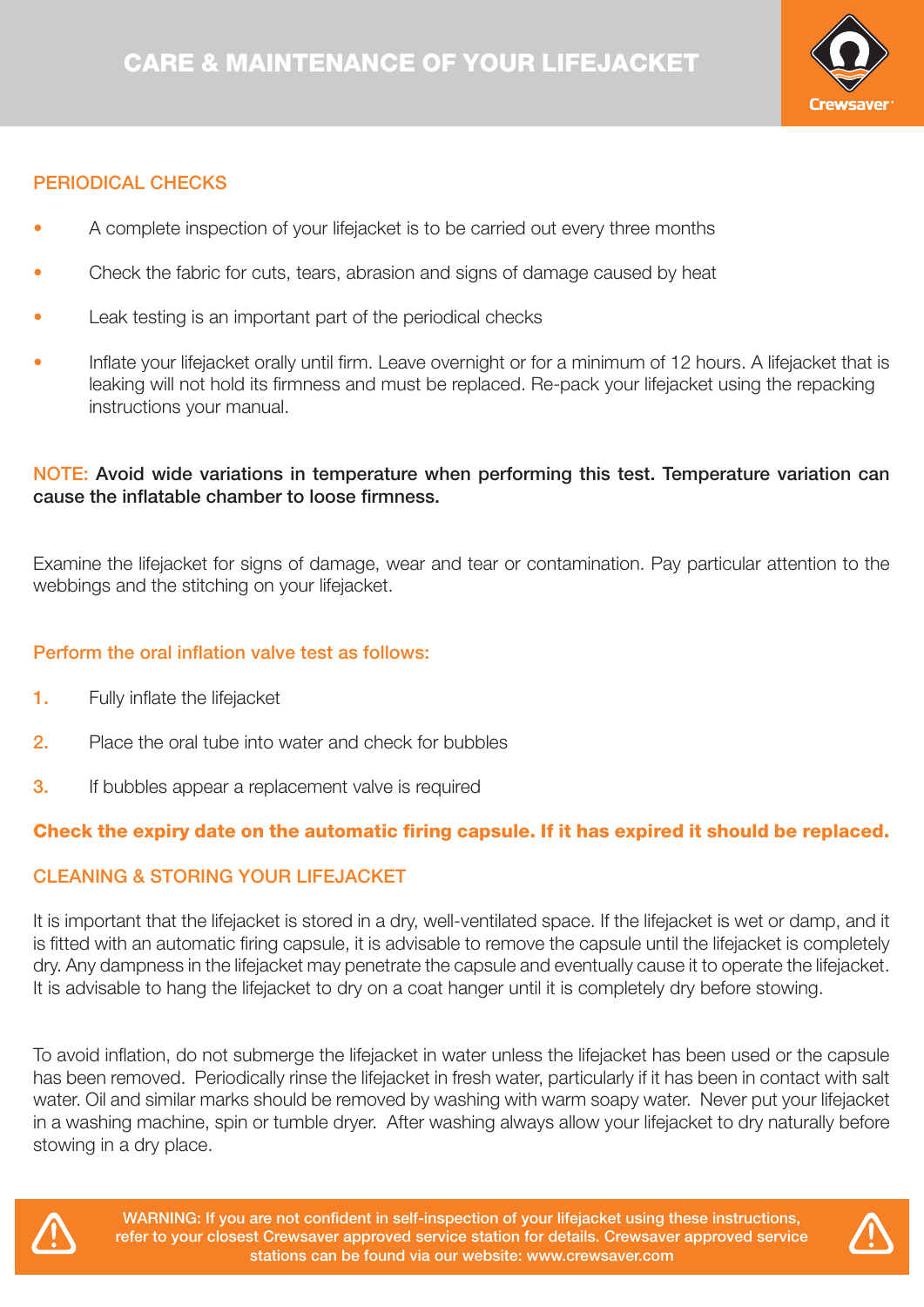# CARE & MAINTENANCE OF YOUR LIFEJACKET

Crewsaver

## PERIODICAL CHECKS

- A complete inspection of your lifejacket is to be carried out every three months
- Check the fabric for cuts, tears, abrasion and signs of damage caused by heat
- Leak testing is an important part of the periodical checks
- Inflate your lifejacket orally until firm. Leave overnight or for a minimum of 12 hours. A lifejacket that is leaking will not hold its firmness and must be replaced. Re-pack your lifejacket using the repacking instructions your manual.

**NOTE: Avoid wide variations in temperature when performing this test. Temperature variation can cause the inflatable chamber to loose firmness.**

Examine the lifejacket for signs of damage, wear and tear or contamination. Pay particular attention to the webbings and the stitching on your lifejacket.

### Perform the oral inflation valve test as follows:

1. Fully inflate the lifejacket
2. Place the oral tube into water and check for bubbles
3. If bubbles appear a replacement valve is required

**Check the expiry date on the automatic firing capsule. If it has expired it should be replaced.**

## CLEANING & STORING YOUR LIFEJACKET

It is important that the lifejacket is stored in a dry, well-ventilated space. If the lifejacket is wet or damp, and it is fitted with an automatic firing capsule, it is advisable to remove the capsule until the lifejacket is completely dry. Any dampness in the lifejacket may penetrate the capsule and eventually cause it to operate the lifejacket. It is advisable to hang the lifejacket to dry on a coat hanger until it is completely dry before stowing.

To avoid inflation, do not submerge the lifejacket in water unless the lifejacket has been used or the capsule has been removed. Periodically rinse the lifejacket in fresh water, particularly if it has been in contact with salt water. Oil and similar marks should be removed by washing with warm soapy water. Never put your lifejacket in a washing machine, spin or tumble dryer. After washing always allow your lifejacket to dry naturally before stowing in a dry place.

**WARNING: If you are not confident in self-inspection of your lifejacket using these instructions, refer to your closest Crewsaver approved service station for details. Crewsaver approved service stations can be found via our website: www.crewsaver.com**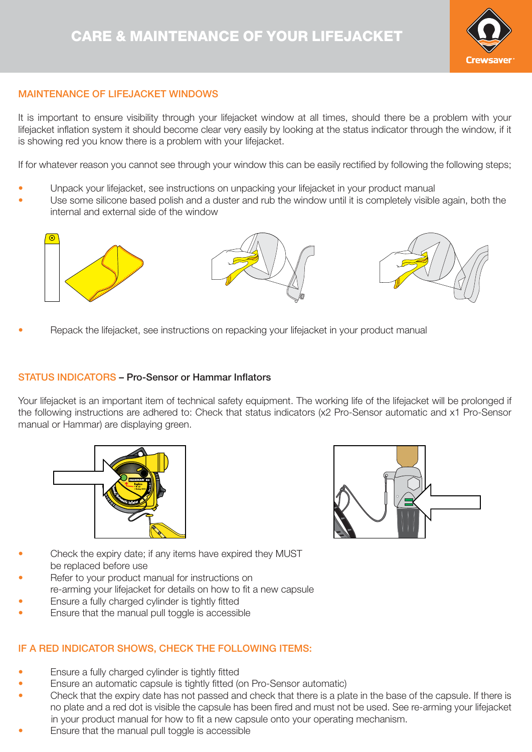# CARE & MAINTENANCE OF YOUR LIFEJACKET

## MAINTENANCE OF LIFEJACKET WINDOWS

It is important to ensure visibility through your lifejacket window at all times, should there be a problem with your lifejacket inflation system it should become clear very easily by looking at the status indicator through the window, if it is showing red you know there is a problem with your lifejacket.

If for whatever reason you cannot see through your window this can be easily rectified by following the following steps;

- Unpack your lifejacket, see instructions on unpacking your lifejacket in your product manual
- Use some silicone based polish and a duster and rub the window until it is completely visible again, both the internal and external side of the window

- Repack the lifejacket, see instructions on repacking your lifejacket in your product manual

## STATUS INDICATORS – Pro-Sensor or Hammar Inflators

Your lifejacket is an important item of technical safety equipment. The working life of the lifejacket will be prolonged if the following instructions are adhered to: Check that status indicators (x2 Pro-Sensor automatic and x1 Pro-Sensor manual or Hammar) are displaying green.

- Check the expiry date; if any items have expired they MUST be replaced before use
- Refer to your product manual for instructions on re-arming your lifejacket for details on how to fit a new capsule
- Ensure a fully charged cylinder is tightly fitted
- Ensure that the manual pull toggle is accessible

## IF A RED INDICATOR SHOWS, CHECK THE FOLLOWING ITEMS:

- Ensure a fully charged cylinder is tightly fitted
- Ensure an automatic capsule is tightly fitted (on Pro-Sensor automatic)
- Check that the expiry date has not passed and check that there is a plate in the base of the capsule. If there is no plate and a red dot is visible the capsule has been fired and must not be used. See re-arming your lifejacket in your product manual for how to fit a new capsule onto your operating mechanism.
- Ensure that the manual pull toggle is accessible